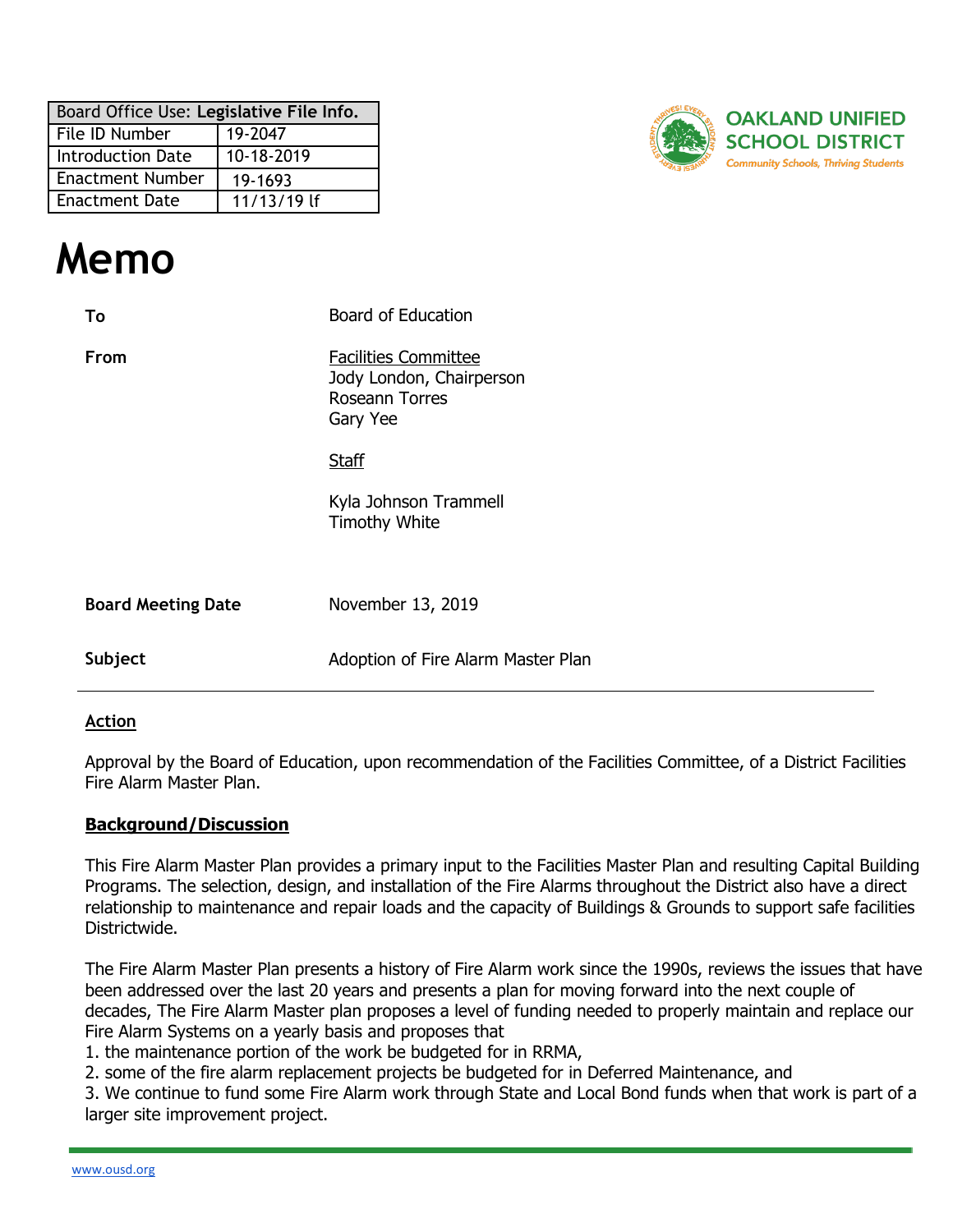| Board Office Use: **Legislative File Info.** | |
|---|---|
| File ID Number | 19-2047 |
| Introduction Date | 10-18-2019 |
| Enactment Number | 19-1693 |
| Enactment Date | 11/13/19 lf |

**OAKLAND UNIFIED SCHOOL DISTRICT**
*Community Schools, Thriving Students*

# Memo

| | |
|---|---|
| **To** | Board of Education |
| **From** | Facilities Committee<br>Jody London, Chairperson<br>Roseann Torres<br>Gary Yee<br><br>Staff<br><br>Kyla Johnson Trammell<br>Timothy White |
| **Board Meeting Date** | November 13, 2019 |
| **Subject** | Adoption of Fire Alarm Master Plan |

## Action

Approval by the Board of Education, upon recommendation of the Facilities Committee, of a District Facilities Fire Alarm Master Plan.

## Background/Discussion

This Fire Alarm Master Plan provides a primary input to the Facilities Master Plan and resulting Capital Building Programs. The selection, design, and installation of the Fire Alarms throughout the District also have a direct relationship to maintenance and repair loads and the capacity of Buildings & Grounds to support safe facilities Districtwide.

The Fire Alarm Master Plan presents a history of Fire Alarm work since the 1990s, reviews the issues that have been addressed over the last 20 years and presents a plan for moving forward into the next couple of decades, The Fire Alarm Master plan proposes a level of funding needed to properly maintain and replace our Fire Alarm Systems on a yearly basis and proposes that

1. the maintenance portion of the work be budgeted for in RRMA,
2. some of the fire alarm replacement projects be budgeted for in Deferred Maintenance, and
3. We continue to fund some Fire Alarm work through State and Local Bond funds when that work is part of a larger site improvement project.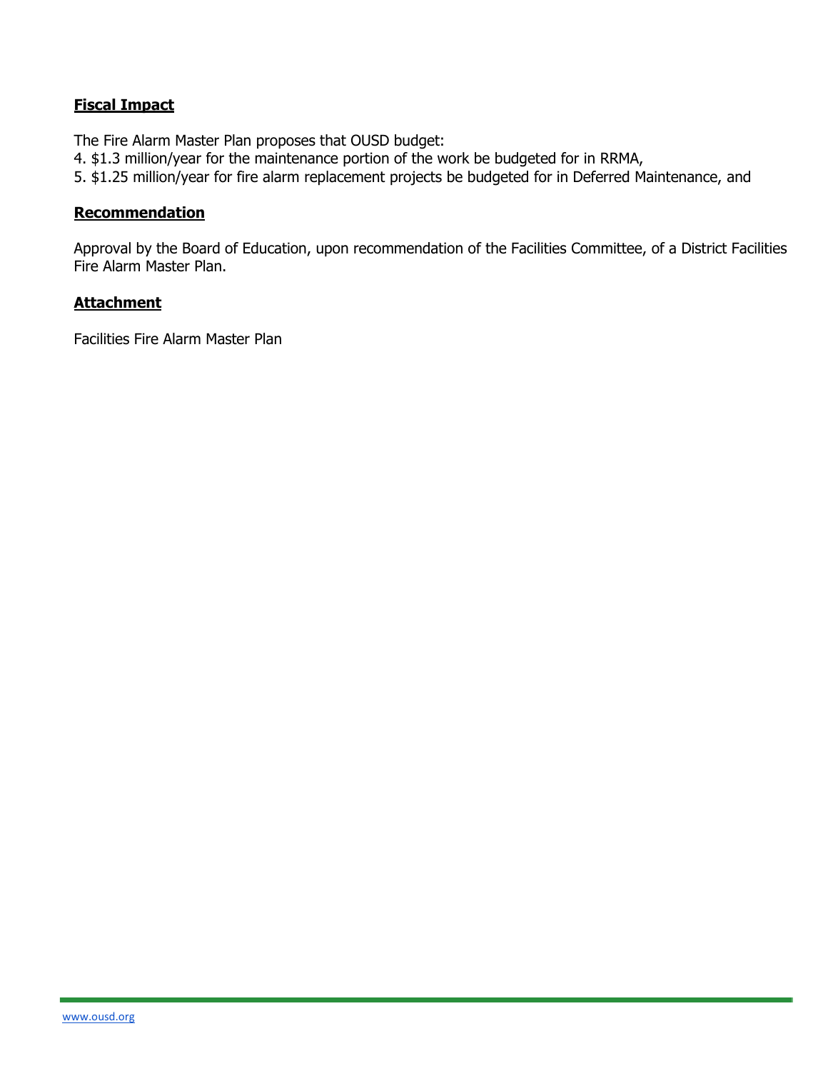## Fiscal Impact

The Fire Alarm Master Plan proposes that OUSD budget:

4. $1.3 million/year for the maintenance portion of the work be budgeted for in RRMA,
5. $1.25 million/year for fire alarm replacement projects be budgeted for in Deferred Maintenance, and

## Recommendation

Approval by the Board of Education, upon recommendation of the Facilities Committee, of a District Facilities Fire Alarm Master Plan.

## Attachment

Facilities Fire Alarm Master Plan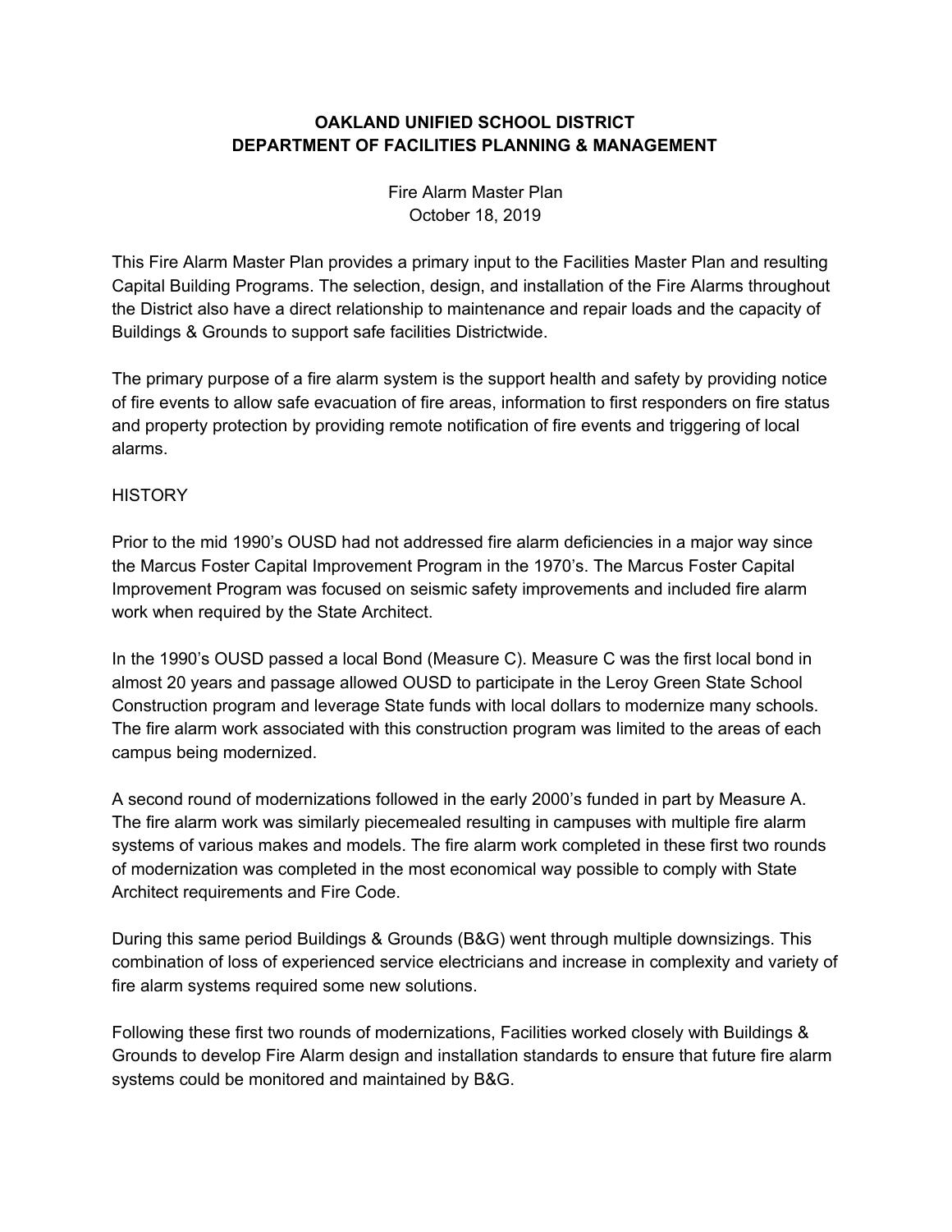**OAKLAND UNIFIED SCHOOL DISTRICT**
**DEPARTMENT OF FACILITIES PLANNING & MANAGEMENT**

Fire Alarm Master Plan
October 18, 2019

This Fire Alarm Master Plan provides a primary input to the Facilities Master Plan and resulting Capital Building Programs. The selection, design, and installation of the Fire Alarms throughout the District also have a direct relationship to maintenance and repair loads and the capacity of Buildings & Grounds to support safe facilities Districtwide.

The primary purpose of a fire alarm system is the support health and safety by providing notice of fire events to allow safe evacuation of fire areas, information to first responders on fire status and property protection by providing remote notification of fire events and triggering of local alarms.

HISTORY

Prior to the mid 1990's OUSD had not addressed fire alarm deficiencies in a major way since the Marcus Foster Capital Improvement Program in the 1970's. The Marcus Foster Capital Improvement Program was focused on seismic safety improvements and included fire alarm work when required by the State Architect.

In the 1990's OUSD passed a local Bond (Measure C). Measure C was the first local bond in almost 20 years and passage allowed OUSD to participate in the Leroy Green State School Construction program and leverage State funds with local dollars to modernize many schools. The fire alarm work associated with this construction program was limited to the areas of each campus being modernized.

A second round of modernizations followed in the early 2000's funded in part by Measure A. The fire alarm work was similarly piecemealed resulting in campuses with multiple fire alarm systems of various makes and models. The fire alarm work completed in these first two rounds of modernization was completed in the most economical way possible to comply with State Architect requirements and Fire Code.

During this same period Buildings & Grounds (B&G) went through multiple downsizings. This combination of loss of experienced service electricians and increase in complexity and variety of fire alarm systems required some new solutions.

Following these first two rounds of modernizations, Facilities worked closely with Buildings & Grounds to develop Fire Alarm design and installation standards to ensure that future fire alarm systems could be monitored and maintained by B&G.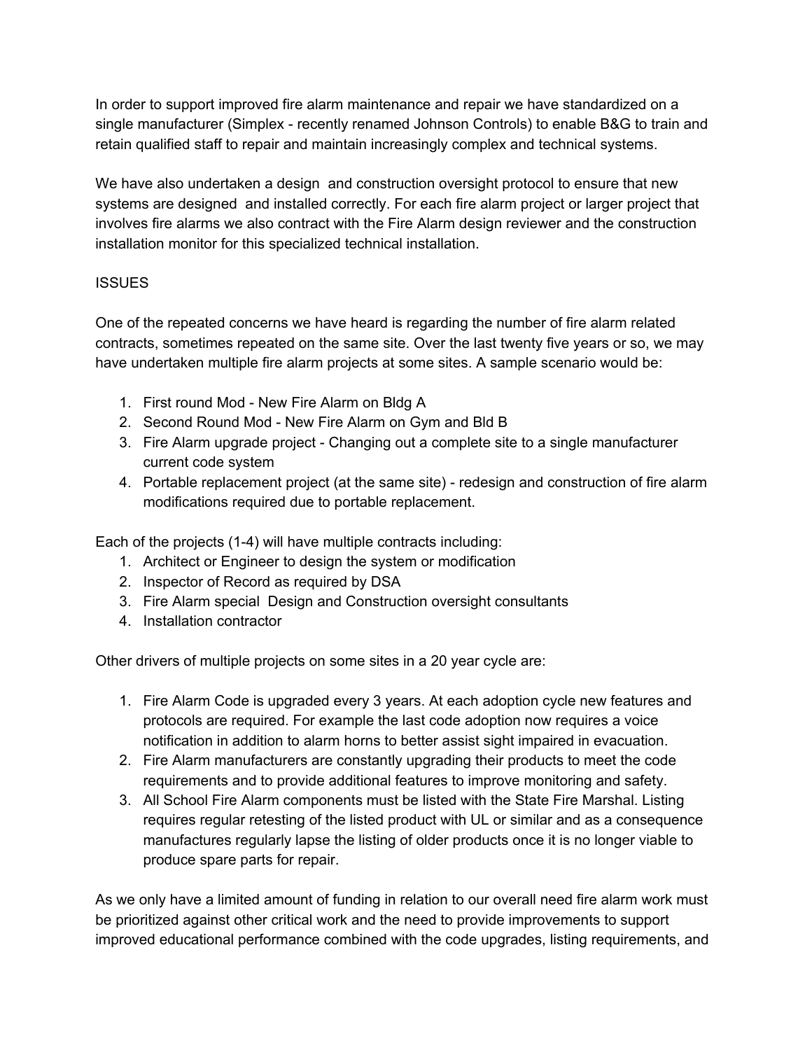In order to support improved fire alarm maintenance and repair we have standardized on a single manufacturer (Simplex - recently renamed Johnson Controls) to enable B&G to train and retain qualified staff to repair and maintain increasingly complex and technical systems.

We have also undertaken a design and construction oversight protocol to ensure that new systems are designed and installed correctly. For each fire alarm project or larger project that involves fire alarms we also contract with the Fire Alarm design reviewer and the construction installation monitor for this specialized technical installation.

ISSUES

One of the repeated concerns we have heard is regarding the number of fire alarm related contracts, sometimes repeated on the same site. Over the last twenty five years or so, we may have undertaken multiple fire alarm projects at some sites. A sample scenario would be:

1. First round Mod - New Fire Alarm on Bldg A
2. Second Round Mod - New Fire Alarm on Gym and Bld B
3. Fire Alarm upgrade project - Changing out a complete site to a single manufacturer current code system
4. Portable replacement project (at the same site) - redesign and construction of fire alarm modifications required due to portable replacement.

Each of the projects (1-4) will have multiple contracts including:

1. Architect or Engineer to design the system or modification
2. Inspector of Record as required by DSA
3. Fire Alarm special Design and Construction oversight consultants
4. Installation contractor

Other drivers of multiple projects on some sites in a 20 year cycle are:

1. Fire Alarm Code is upgraded every 3 years. At each adoption cycle new features and protocols are required. For example the last code adoption now requires a voice notification in addition to alarm horns to better assist sight impaired in evacuation.
2. Fire Alarm manufacturers are constantly upgrading their products to meet the code requirements and to provide additional features to improve monitoring and safety.
3. All School Fire Alarm components must be listed with the State Fire Marshal. Listing requires regular retesting of the listed product with UL or similar and as a consequence manufactures regularly lapse the listing of older products once it is no longer viable to produce spare parts for repair.

As we only have a limited amount of funding in relation to our overall need fire alarm work must be prioritized against other critical work and the need to provide improvements to support improved educational performance combined with the code upgrades, listing requirements, and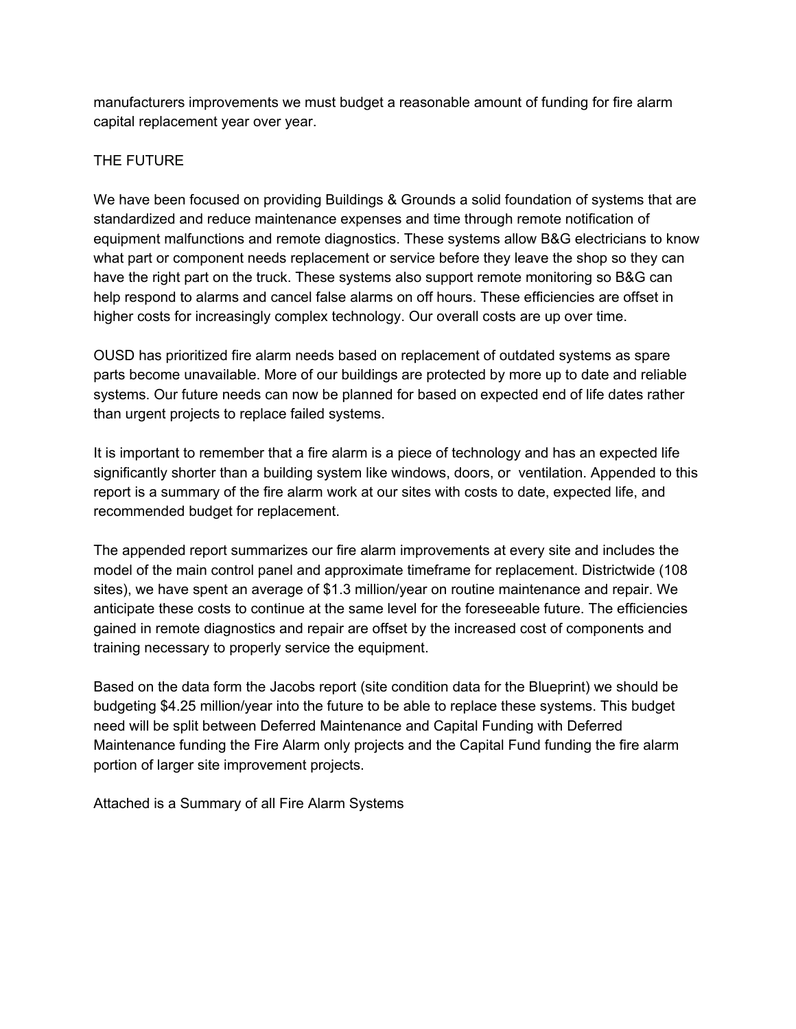manufacturers improvements we must budget a reasonable amount of funding for fire alarm capital replacement year over year.

## THE FUTURE

We have been focused on providing Buildings & Grounds a solid foundation of systems that are standardized and reduce maintenance expenses and time through remote notification of equipment malfunctions and remote diagnostics. These systems allow B&G electricians to know what part or component needs replacement or service before they leave the shop so they can have the right part on the truck. These systems also support remote monitoring so B&G can help respond to alarms and cancel false alarms on off hours. These efficiencies are offset in higher costs for increasingly complex technology. Our overall costs are up over time.

OUSD has prioritized fire alarm needs based on replacement of outdated systems as spare parts become unavailable. More of our buildings are protected by more up to date and reliable systems. Our future needs can now be planned for based on expected end of life dates rather than urgent projects to replace failed systems.

It is important to remember that a fire alarm is a piece of technology and has an expected life significantly shorter than a building system like windows, doors, or ventilation. Appended to this report is a summary of the fire alarm work at our sites with costs to date, expected life, and recommended budget for replacement.

The appended report summarizes our fire alarm improvements at every site and includes the model of the main control panel and approximate timeframe for replacement. Districtwide (108 sites), we have spent an average of $1.3 million/year on routine maintenance and repair. We anticipate these costs to continue at the same level for the foreseeable future. The efficiencies gained in remote diagnostics and repair are offset by the increased cost of components and training necessary to properly service the equipment.

Based on the data form the Jacobs report (site condition data for the Blueprint) we should be budgeting $4.25 million/year into the future to be able to replace these systems. This budget need will be split between Deferred Maintenance and Capital Funding with Deferred Maintenance funding the Fire Alarm only projects and the Capital Fund funding the fire alarm portion of larger site improvement projects.

Attached is a Summary of all Fire Alarm Systems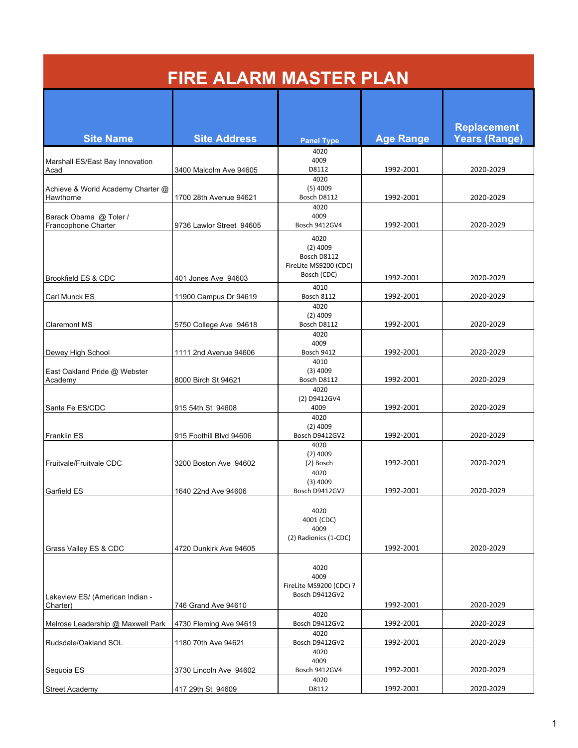# FIRE ALARM MASTER PLAN

| Site Name | Site Address | Panel Type | Age Range | Replacement Years (Range) |
|---|---|---|---|---|
| Marshall ES/East Bay Innovation Acad | 3400 Malcolm Ave 94605 | 4020<br>4009<br>D8112 | 1992-2001 | 2020-2029 |
| Achieve & World Academy Charter @ Hawthorne | 1700 28th Avenue 94621 | 4020<br>(5) 4009<br>Bosch D8112 | 1992-2001 | 2020-2029 |
| Barack Obama @ Toler / Francophone Charter | 9736 Lawlor Street 94605 | 4020<br>4009<br>Bosch 9412GV4 | 1992-2001 | 2020-2029 |
| Brookfield ES & CDC | 401 Jones Ave 94603 | 4020<br>(2) 4009<br>Bosch D8112<br>FireLite MS9200 (CDC)<br>Bosch (CDC) | 1992-2001 | 2020-2029 |
| Carl Munck ES | 11900 Campus Dr 94619 | 4010<br>Bosch 8112 | 1992-2001 | 2020-2029 |
| Claremont MS | 5750 College Ave 94618 | 4020<br>(2) 4009<br>Bosch D8112 | 1992-2001 | 2020-2029 |
| Dewey High School | 1111 2nd Avenue 94606 | 4020<br>4009<br>Bosch 9412 | 1992-2001 | 2020-2029 |
| East Oakland Pride @ Webster Academy | 8000 Birch St 94621 | 4010<br>(3) 4009<br>Bosch D8112 | 1992-2001 | 2020-2029 |
| Santa Fe ES/CDC | 915 54th St 94608 | 4020<br>(2) D9412GV4<br>4009 | 1992-2001 | 2020-2029 |
| Franklin ES | 915 Foothill Blvd 94606 | 4020<br>(2) 4009<br>Bosch D9412GV2 | 1992-2001 | 2020-2029 |
| Fruitvale/Fruitvale CDC | 3200 Boston Ave 94602 | 4020<br>(2) 4009<br>(2) Bosch | 1992-2001 | 2020-2029 |
| Garfield ES | 1640 22nd Ave 94606 | 4020<br>(3) 4009<br>Bosch D9412GV2 | 1992-2001 | 2020-2029 |
| Grass Valley ES & CDC | 4720 Dunkirk Ave 94605 | 4020<br>4001 (CDC)<br>4009<br>(2) Radionics (1-CDC) | 1992-2001 | 2020-2029 |
| Lakeview ES/ (American Indian - Charter) | 746 Grand Ave 94610 | 4020<br>4009<br>FireLite MS9200 (CDC) ?<br>Bosch D9412GV2 | 1992-2001 | 2020-2029 |
| Melrose Leadership @ Maxwell Park | 4730 Fleming Ave 94619 | 4020<br>Bosch D9412GV2 | 1992-2001 | 2020-2029 |
| Rudsdale/Oakland SOL | 1180 70th Ave 94621 | 4020<br>Bosch D9412GV2 | 1992-2001 | 2020-2029 |
| Sequoia ES | 3730 Lincoln Ave 94602 | 4020<br>4009<br>Bosch 9412GV4 | 1992-2001 | 2020-2029 |
| Street Academy | 417 29th St 94609 | 4020<br>D8112 | 1992-2001 | 2020-2029 |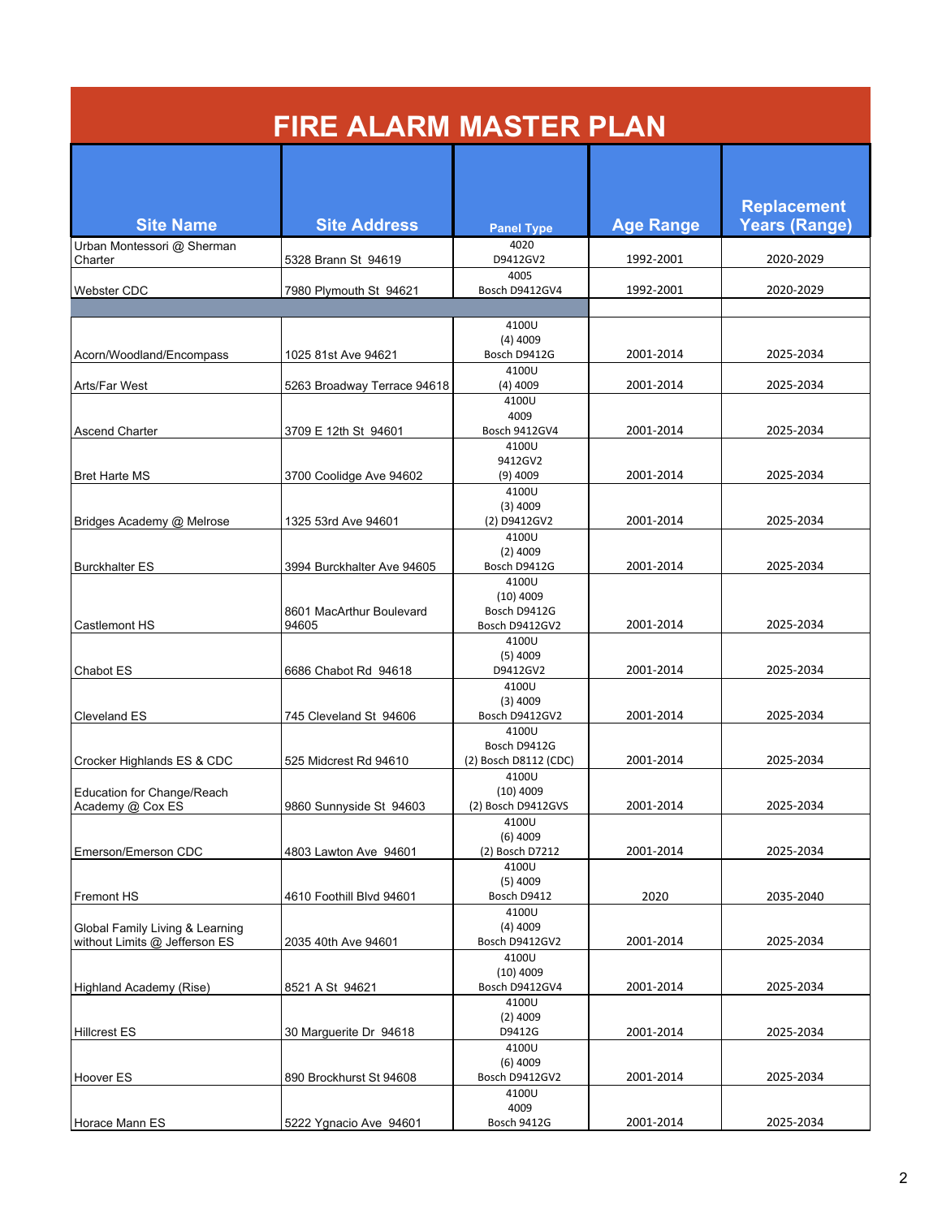# FIRE ALARM MASTER PLAN

| Site Name | Site Address | Panel Type | Age Range | Replacement Years (Range) |
|---|---|---|---|---|
| Urban Montessori @ Sherman Charter | 5328 Brann St 94619 | 4020<br>D9412GV2 | 1992-2001 | 2020-2029 |
| Webster CDC | 7980 Plymouth St 94621 | 4005<br>Bosch D9412GV4 | 1992-2001 | 2020-2029 |
| | | | | |
| Acorn/Woodland/Encompass | 1025 81st Ave 94621 | 4100U<br>(4) 4009<br>Bosch D9412G | 2001-2014 | 2025-2034 |
| Arts/Far West | 5263 Broadway Terrace 94618 | 4100U<br>(4) 4009 | 2001-2014 | 2025-2034 |
| Ascend Charter | 3709 E 12th St 94601 | 4100U<br>4009<br>Bosch 9412GV4 | 2001-2014 | 2025-2034 |
| Bret Harte MS | 3700 Coolidge Ave 94602 | 4100U<br>9412GV2<br>(9) 4009 | 2001-2014 | 2025-2034 |
| Bridges Academy @ Melrose | 1325 53rd Ave 94601 | 4100U<br>(3) 4009<br>(2) D9412GV2 | 2001-2014 | 2025-2034 |
| Burckhalter ES | 3994 Burckhalter Ave 94605 | 4100U<br>(2) 4009<br>Bosch D9412G | 2001-2014 | 2025-2034 |
| Castlemont HS | 8601 MacArthur Boulevard 94605 | 4100U<br>(10) 4009<br>Bosch D9412G<br>Bosch D9412GV2 | 2001-2014 | 2025-2034 |
| Chabot ES | 6686 Chabot Rd 94618 | 4100U<br>(5) 4009<br>D9412GV2 | 2001-2014 | 2025-2034 |
| Cleveland ES | 745 Cleveland St 94606 | 4100U<br>(3) 4009<br>Bosch D9412GV2 | 2001-2014 | 2025-2034 |
| Crocker Highlands ES & CDC | 525 Midcrest Rd 94610 | 4100U<br>Bosch D9412G<br>(2) Bosch D8112 (CDC) | 2001-2014 | 2025-2034 |
| Education for Change/Reach Academy @ Cox ES | 9860 Sunnyside St 94603 | 4100U<br>(10) 4009<br>(2) Bosch D9412GVS | 2001-2014 | 2025-2034 |
| Emerson/Emerson CDC | 4803 Lawton Ave 94601 | 4100U<br>(6) 4009<br>(2) Bosch D7212 | 2001-2014 | 2025-2034 |
| Fremont HS | 4610 Foothill Blvd 94601 | 4100U<br>(5) 4009<br>Bosch D9412 | 2020 | 2035-2040 |
| Global Family Living & Learning without Limits @ Jefferson ES | 2035 40th Ave 94601 | 4100U<br>(4) 4009<br>Bosch D9412GV2 | 2001-2014 | 2025-2034 |
| Highland Academy (Rise) | 8521 A St 94621 | 4100U<br>(10) 4009<br>Bosch D9412GV4 | 2001-2014 | 2025-2034 |
| Hillcrest ES | 30 Marguerite Dr 94618 | 4100U<br>(2) 4009<br>D9412G | 2001-2014 | 2025-2034 |
| Hoover ES | 890 Brockhurst St 94608 | 4100U<br>(6) 4009<br>Bosch D9412GV2 | 2001-2014 | 2025-2034 |
| Horace Mann ES | 5222 Ygnacio Ave 94601 | 4100U<br>4009<br>Bosch 9412G | 2001-2014 | 2025-2034 |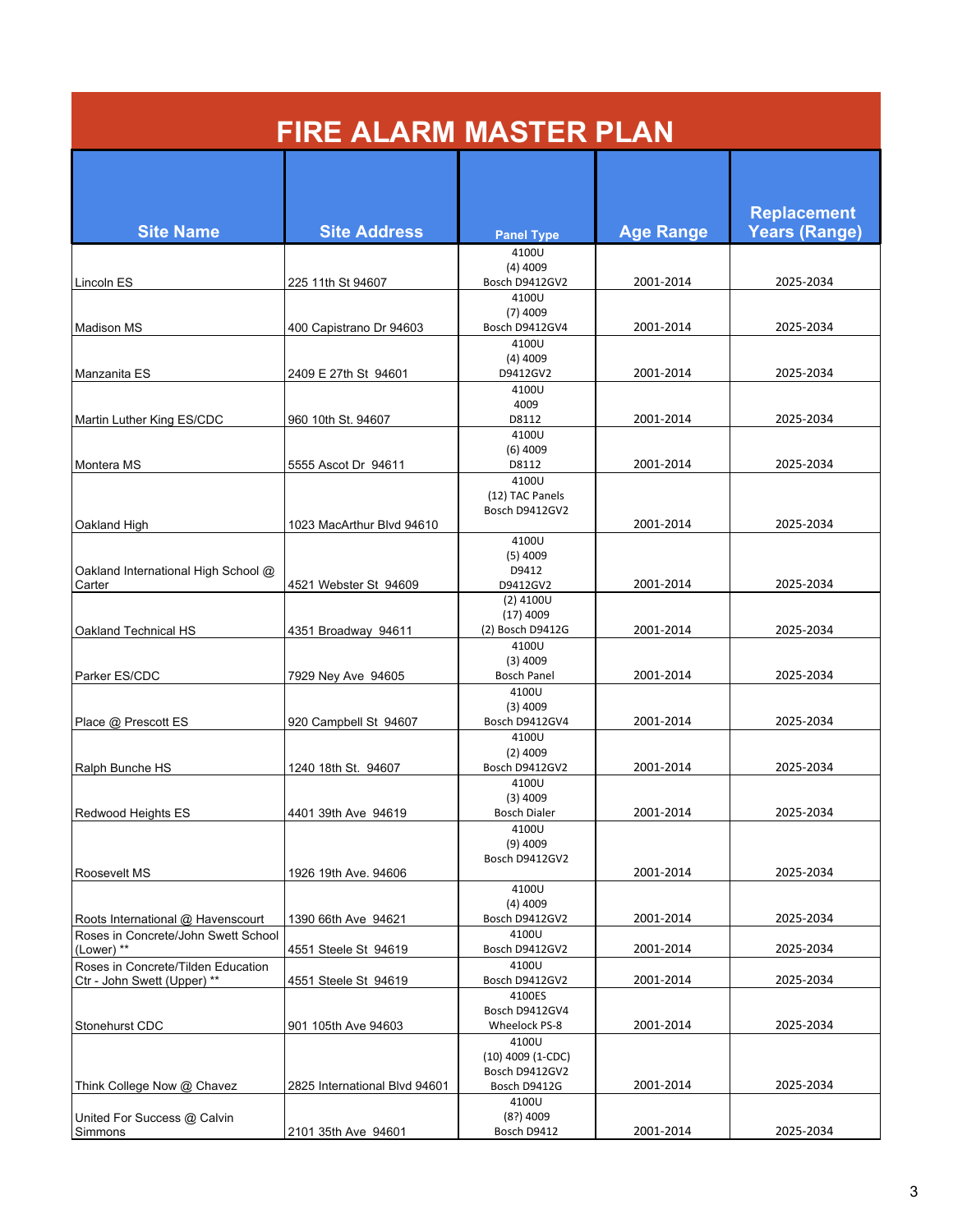# FIRE ALARM MASTER PLAN

| Site Name | Site Address | Panel Type | Age Range | Replacement Years (Range) |
|---|---|---|---|---|
| Lincoln ES | 225 11th St 94607 | 4100U (4) 4009 Bosch D9412GV2 | 2001-2014 | 2025-2034 |
| Madison MS | 400 Capistrano Dr 94603 | 4100U (7) 4009 Bosch D9412GV4 | 2001-2014 | 2025-2034 |
| Manzanita ES | 2409 E 27th St 94601 | 4100U (4) 4009 D9412GV2 | 2001-2014 | 2025-2034 |
| Martin Luther King ES/CDC | 960 10th St. 94607 | 4100U 4009 D8112 | 2001-2014 | 2025-2034 |
| Montera MS | 5555 Ascot Dr 94611 | 4100U (6) 4009 D8112 | 2001-2014 | 2025-2034 |
| Oakland High | 1023 MacArthur Blvd 94610 | 4100U (12) TAC Panels Bosch D9412GV2 | 2001-2014 | 2025-2034 |
| Oakland International High School @ Carter | 4521 Webster St 94609 | 4100U (5) 4009 D9412 D9412GV2 | 2001-2014 | 2025-2034 |
| Oakland Technical HS | 4351 Broadway 94611 | (2) 4100U (17) 4009 (2) Bosch D9412G | 2001-2014 | 2025-2034 |
| Parker ES/CDC | 7929 Ney Ave 94605 | 4100U (3) 4009 Bosch Panel | 2001-2014 | 2025-2034 |
| Place @ Prescott ES | 920 Campbell St 94607 | 4100U (3) 4009 Bosch D9412GV4 | 2001-2014 | 2025-2034 |
| Ralph Bunche HS | 1240 18th St. 94607 | 4100U (2) 4009 Bosch D9412GV2 | 2001-2014 | 2025-2034 |
| Redwood Heights ES | 4401 39th Ave 94619 | 4100U (3) 4009 Bosch Dialer | 2001-2014 | 2025-2034 |
| Roosevelt MS | 1926 19th Ave. 94606 | 4100U (9) 4009 Bosch D9412GV2 | 2001-2014 | 2025-2034 |
| Roots International @ Havenscourt | 1390 66th Ave 94621 | 4100U (4) 4009 Bosch D9412GV2 | 2001-2014 | 2025-2034 |
| Roses in Concrete/John Swett School (Lower) ** | 4551 Steele St 94619 | 4100U Bosch D9412GV2 | 2001-2014 | 2025-2034 |
| Roses in Concrete/Tilden Education Ctr - John Swett (Upper) ** | 4551 Steele St 94619 | 4100U Bosch D9412GV2 | 2001-2014 | 2025-2034 |
| Stonehurst CDC | 901 105th Ave 94603 | 4100ES Bosch D9412GV4 Wheelock PS-8 | 2001-2014 | 2025-2034 |
| Think College Now @ Chavez | 2825 International Blvd 94601 | 4100U (10) 4009 (1-CDC) Bosch D9412GV2 Bosch D9412G | 2001-2014 | 2025-2034 |
| United For Success @ Calvin Simmons | 2101 35th Ave 94601 | 4100U (8?) 4009 Bosch D9412 | 2001-2014 | 2025-2034 |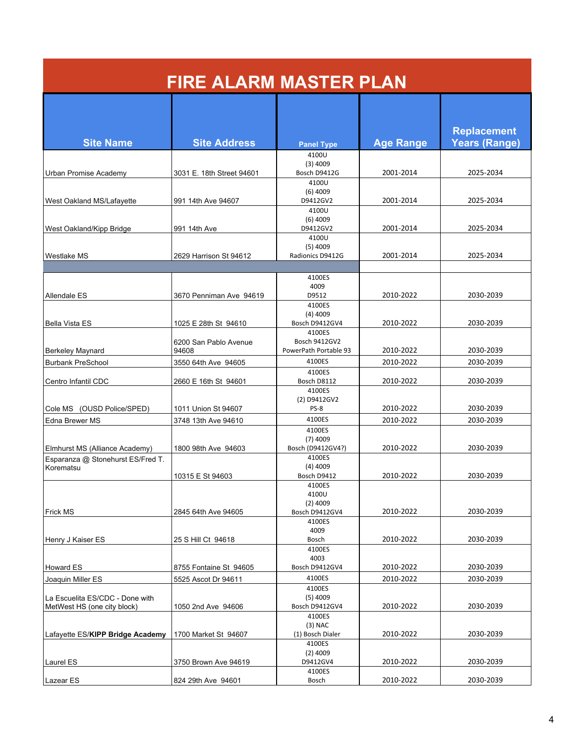# FIRE ALARM MASTER PLAN

| Site Name | Site Address | Panel Type | Age Range | Replacement Years (Range) |
|---|---|---|---|---|
| Urban Promise Academy | 3031 E. 18th Street 94601 | 4100U<br>(3) 4009<br>Bosch D9412G | 2001-2014 | 2025-2034 |
| West Oakland MS/Lafayette | 991 14th Ave 94607 | 4100U<br>(6) 4009<br>D9412GV2 | 2001-2014 | 2025-2034 |
| West Oakland/Kipp Bridge | 991 14th Ave | 4100U<br>(6) 4009<br>D9412GV2 | 2001-2014 | 2025-2034 |
| Westlake MS | 2629 Harrison St 94612 | 4100U<br>(5) 4009<br>Radionics D9412G | 2001-2014 | 2025-2034 |
| | | | | |
| Allendale ES | 3670 Penniman Ave 94619 | 4100ES<br>4009<br>D9512 | 2010-2022 | 2030-2039 |
| Bella Vista ES | 1025 E 28th St 94610 | 4100ES<br>(4) 4009<br>Bosch D9412GV4 | 2010-2022 | 2030-2039 |
| Berkeley Maynard | 6200 San Pablo Avenue 94608 | 4100ES<br>Bosch 9412GV2<br>PowerPath Portable 93 | 2010-2022 | 2030-2039 |
| Burbank PreSchool | 3550 64th Ave 94605 | 4100ES | 2010-2022 | 2030-2039 |
| Centro Infantil CDC | 2660 E 16th St 94601 | 4100ES<br>Bosch D8112 | 2010-2022 | 2030-2039 |
| Cole MS (OUSD Police/SPED) | 1011 Union St 94607 | 4100ES<br>(2) D9412GV2<br>PS-8 | 2010-2022 | 2030-2039 |
| Edna Brewer MS | 3748 13th Ave 94610 | 4100ES | 2010-2022 | 2030-2039 |
| Elmhurst MS (Alliance Academy) | 1800 98th Ave 94603 | 4100ES<br>(7) 4009<br>Bosch (D9412GV4?) | 2010-2022 | 2030-2039 |
| Esparanza @ Stonehurst ES/Fred T. Korematsu | 10315 E St 94603 | 4100ES<br>(4) 4009<br>Bosch D9412 | 2010-2022 | 2030-2039 |
| Frick MS | 2845 64th Ave 94605 | 4100ES<br>4100U<br>(2) 4009<br>Bosch D9412GV4 | 2010-2022 | 2030-2039 |
| Henry J Kaiser ES | 25 S Hill Ct 94618 | 4100ES<br>4009<br>Bosch | 2010-2022 | 2030-2039 |
| Howard ES | 8755 Fontaine St 94605 | 4100ES<br>4003<br>Bosch D9412GV4 | 2010-2022 | 2030-2039 |
| Joaquin Miller ES | 5525 Ascot Dr 94611 | 4100ES | 2010-2022 | 2030-2039 |
| La Escuelita ES/CDC - Done with MetWest HS (one city block) | 1050 2nd Ave 94606 | 4100ES<br>(5) 4009<br>Bosch D9412GV4 | 2010-2022 | 2030-2039 |
| Lafayette ES/**KIPP Bridge Academy** | 1700 Market St 94607 | 4100ES<br>(3) NAC<br>(1) Bosch Dialer | 2010-2022 | 2030-2039 |
| Laurel ES | 3750 Brown Ave 94619 | 4100ES<br>(2) 4009<br>D9412GV4 | 2010-2022 | 2030-2039 |
| Lazear ES | 824 29th Ave 94601 | 4100ES<br>Bosch | 2010-2022 | 2030-2039 |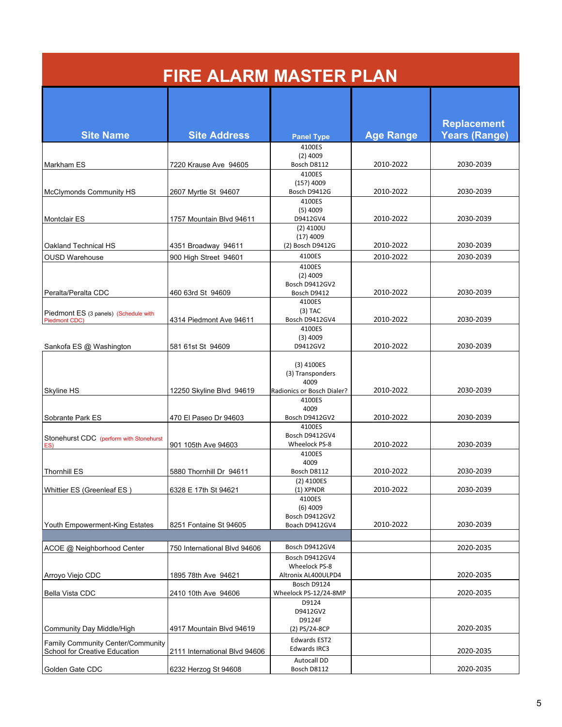# FIRE ALARM MASTER PLAN

| Site Name | Site Address | Panel Type | Age Range | Replacement Years (Range) |
|---|---|---|---|---|
| Markham ES | 7220 Krause Ave 94605 | 4100ES<br>(2) 4009<br>Bosch D8112 | 2010-2022 | 2030-2039 |
| McClymonds Community HS | 2607 Myrtle St 94607 | 4100ES<br>(15?) 4009<br>Bosch D9412G | 2010-2022 | 2030-2039 |
| Montclair ES | 1757 Mountain Blvd 94611 | 4100ES<br>(5) 4009<br>D9412GV4 | 2010-2022 | 2030-2039 |
| Oakland Technical HS | 4351 Broadway 94611 | (2) 4100U<br>(17) 4009<br>(2) Bosch D9412G | 2010-2022 | 2030-2039 |
| OUSD Warehouse | 900 High Street 94601 | 4100ES | 2010-2022 | 2030-2039 |
| Peralta/Peralta CDC | 460 63rd St 94609 | 4100ES<br>(2) 4009<br>Bosch D9412GV2<br>Bosch D9412 | 2010-2022 | 2030-2039 |
| Piedmont ES (3 panels) (Schedule with Piedmont CDC) | 4314 Piedmont Ave 94611 | 4100ES<br>(3) TAC<br>Bosch D9412GV4 | 2010-2022 | 2030-2039 |
| Sankofa ES @ Washington | 581 61st St 94609 | 4100ES<br>(3) 4009<br>D9412GV2 | 2010-2022 | 2030-2039 |
| Skyline HS | 12250 Skyline Blvd 94619 | (3) 4100ES<br>(3) Transponders<br>4009<br>Radionics or Bosch Dialer? | 2010-2022 | 2030-2039 |
| Sobrante Park ES | 470 El Paseo Dr 94603 | 4100ES<br>4009<br>Bosch D9412GV2 | 2010-2022 | 2030-2039 |
| Stonehurst CDC (perform with Stonehurst ES) | 901 105th Ave 94603 | 4100ES<br>Bosch D9412GV4<br>Wheelock PS-8 | 2010-2022 | 2030-2039 |
| Thornhill ES | 5880 Thornhill Dr 94611 | 4100ES<br>4009<br>Bosch D8112 | 2010-2022 | 2030-2039 |
| Whittier ES (Greenleaf ES ) | 6328 E 17th St 94621 | (2) 4100ES<br>(1) XPNDR | 2010-2022 | 2030-2039 |
| Youth Empowerment-King Estates | 8251 Fontaine St 94605 | 4100ES<br>(6) 4009<br>Bosch D9412GV2<br>Boach D9412GV4 | 2010-2022 | 2030-2039 |
| | | | | |
| ACOE @ Neighborhood Center | 750 International Blvd 94606 | Bosch D9412GV4 | | 2020-2035 |
| Arroyo Viejo CDC | 1895 78th Ave 94621 | Bosch D9412GV4<br>Wheelock PS-8<br>Altronix AL400ULPD4 | | 2020-2035 |
| Bella Vista CDC | 2410 10th Ave 94606 | Bosch D9124<br>Wheelock PS-12/24-8MP | | 2020-2035 |
| Community Day Middle/High | 4917 Mountain Blvd 94619 | D9124<br>D9412GV2<br>D9124F<br>(2) PS/24-8CP | | 2020-2035 |
| Family Community Center/Community School for Creative Education | 2111 International Blvd 94606 | Edwards EST2<br>Edwards IRC3 | | 2020-2035 |
| Golden Gate CDC | 6232 Herzog St 94608 | Autocall DD<br>Bosch D8112 | | 2020-2035 |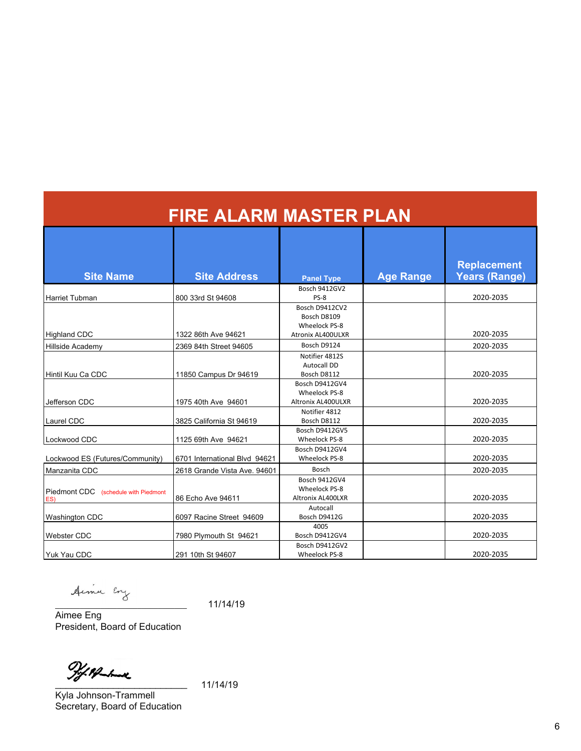# FIRE ALARM MASTER PLAN

| Site Name | Site Address | Panel Type | Age Range | Replacement Years (Range) |
|---|---|---|---|---|
| Harriet Tubman | 800 33rd St 94608 | Bosch 9412GV2<br>PS-8 | | 2020-2035 |
| Highland CDC | 1322 86th Ave 94621 | Bosch D9412CV2<br>Bosch D8109<br>Wheelock PS-8<br>Atronix AL400ULXR | | 2020-2035 |
| Hillside Academy | 2369 84th Street 94605 | Bosch D9124 | | 2020-2035 |
| Hintil Kuu Ca CDC | 11850 Campus Dr 94619 | Notifier 4812S<br>Autocall DD<br>Bosch D8112 | | 2020-2035 |
| Jefferson CDC | 1975 40th Ave 94601 | Bosch D9412GV4<br>Wheelock PS-8<br>Altronix AL400ULXR | | 2020-2035 |
| Laurel CDC | 3825 California St 94619 | Notifier 4812<br>Bosch D8112 | | 2020-2035 |
| Lockwood CDC | 1125 69th Ave 94621 | Bosch D9412GV5<br>Wheelock PS-8 | | 2020-2035 |
| Lockwood ES (Futures/Community) | 6701 International Blvd 94621 | Bosch D9412GV4<br>Wheelock PS-8 | | 2020-2035 |
| Manzanita CDC | 2618 Grande Vista Ave. 94601 | Bosch | | 2020-2035 |
| Piedmont CDC (schedule with Piedmont ES) | 86 Echo Ave 94611 | Bosch 9412GV4<br>Wheelock PS-8<br>Altronix AL400LXR | | 2020-2035 |
| Washington CDC | 6097 Racine Street 94609 | Autocall<br>Bosch D9412G | | 2020-2035 |
| Webster CDC | 7980 Plymouth St 94621 | 4005<br>Bosch D9412GV4 | | 2020-2035 |
| Yuk Yau CDC | 291 10th St 94607 | Bosch D9412GV2<br>Wheelock PS-8 | | 2020-2035 |

Aimee Eng 11/14/19
Aimee Eng
President, Board of Education

11/14/19
Kyla Johnson-Trammell
Secretary, Board of Education